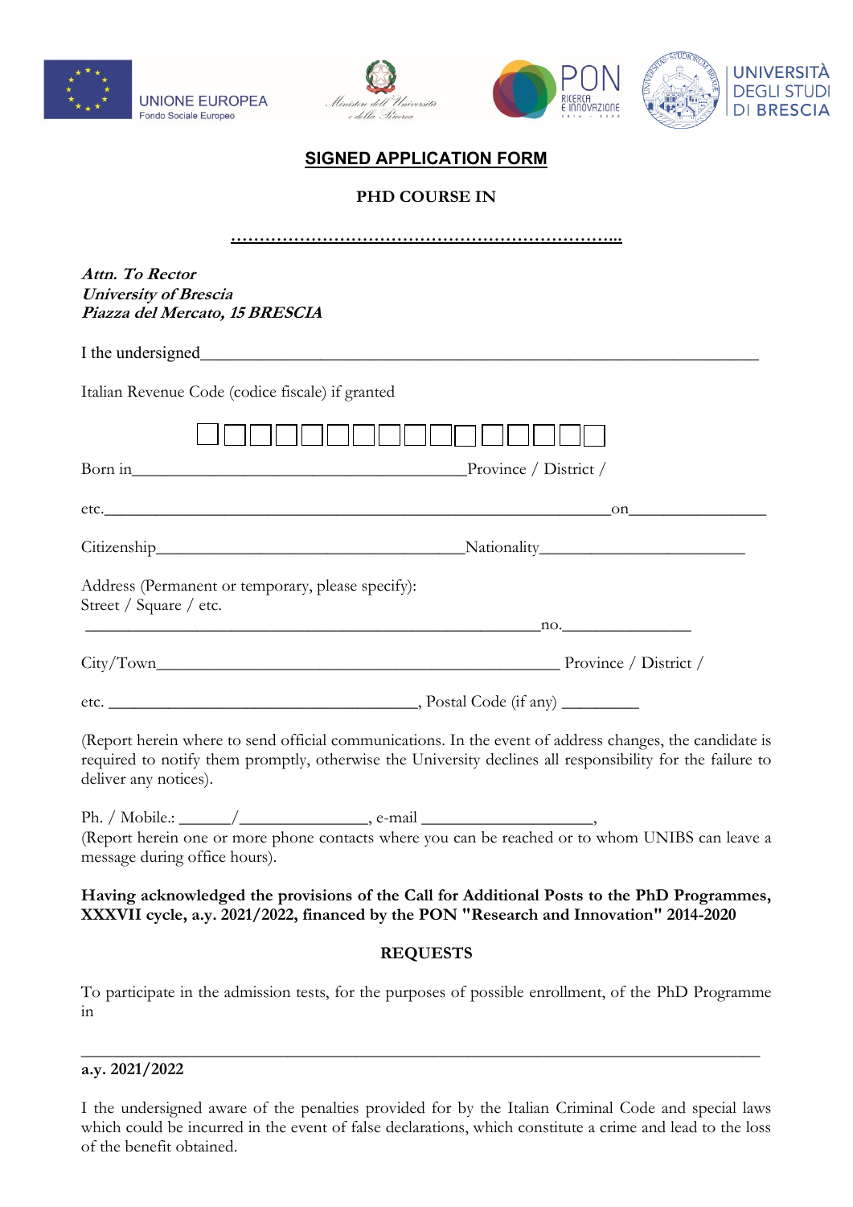UNIONE EUROPEA
Fondo Sociale Europeo

Ministero dell'Università e della Ricerca

PON RICERCA E INNOVAZIONE 2014 - 2020

UNIVERSITÀ DEGLI STUDI DI BRESCIA

# SIGNED APPLICATION FORM

**PHD COURSE IN**

**……………………………………………………………..**

***Attn. To Rector***
***University of Brescia***
***Piazza del Mercato, 15 BRESCIA***

I the undersigned_______________________________________________________________

Italian Revenue Code (codice fiscale) if granted

☐☐☐☐☐☐☐☐☐☐☐☐☐☐☐☐

Born in_______________________________________Province / District /

etc.___________________________________________________________on_______________

Citizenship___________________________________Nationality_______________________

Address (Permanent or temporary, please specify):
Street / Square / etc.
_____________________________________________________no._____________

City/Town____________________________________________ Province / District /

etc. __________________________________, Postal Code (if any) _________

(Report herein where to send official communications. In the event of address changes, the candidate is required to notify them promptly, otherwise the University declines all responsibility for the failure to deliver any notices).

Ph. / Mobile.: ______/_______________, e-mail ____________________,
(Report herein one or more phone contacts where you can be reached or to whom UNIBS can leave a message during office hours).

**Having acknowledged the provisions of the Call for Additional Posts to the PhD Programmes, XXXVII cycle, a.y. 2021/2022, financed by the PON "Research and Innovation" 2014-2020**

**REQUESTS**

To participate in the admission tests, for the purposes of possible enrollment, of the PhD Programme in

_____________________________________________________________________________

**a.y. 2021/2022**

I the undersigned aware of the penalties provided for by the Italian Criminal Code and special laws which could be incurred in the event of false declarations, which constitute a crime and lead to the loss of the benefit obtained.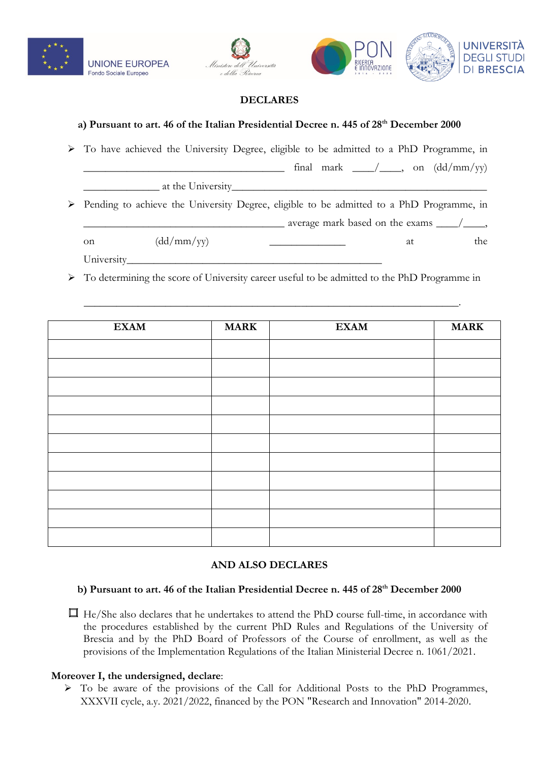**DECLARES**

**a) Pursuant to art. 46 of the Italian Presidential Decree n. 445 of 28th December 2000**

- To have achieved the University Degree, eligible to be admitted to a PhD Programme, in ____________________________________ final mark ____/____, on (dd/mm/yy) ______________ at the University_______________________________________________
- Pending to achieve the University Degree, eligible to be admitted to a PhD Programme, in ____________________________________ average mark based on the exams ____/____, on (dd/mm/yy) ______________ at the University_______________________________________________
- To determining the score of University career useful to be admitted to the PhD Programme in ____________________________________________________________________.

| EXAM | MARK | EXAM | MARK |
|---|---|---|---|
| | | | |
| | | | |
| | | | |
| | | | |
| | | | |
| | | | |
| | | | |
| | | | |
| | | | |
| | | | |
| | | | |

**AND ALSO DECLARES**

**b) Pursuant to art. 46 of the Italian Presidential Decree n. 445 of 28th December 2000**

☐ He/She also declares that he undertakes to attend the PhD course full-time, in accordance with the procedures established by the current PhD Rules and Regulations of the University of Brescia and by the PhD Board of Professors of the Course of enrollment, as well as the provisions of the Implementation Regulations of the Italian Ministerial Decree n. 1061/2021.

**Moreover I, the undersigned, declare**:

- To be aware of the provisions of the Call for Additional Posts to the PhD Programmes, XXXVII cycle, a.y. 2021/2022, financed by the PON "Research and Innovation" 2014-2020.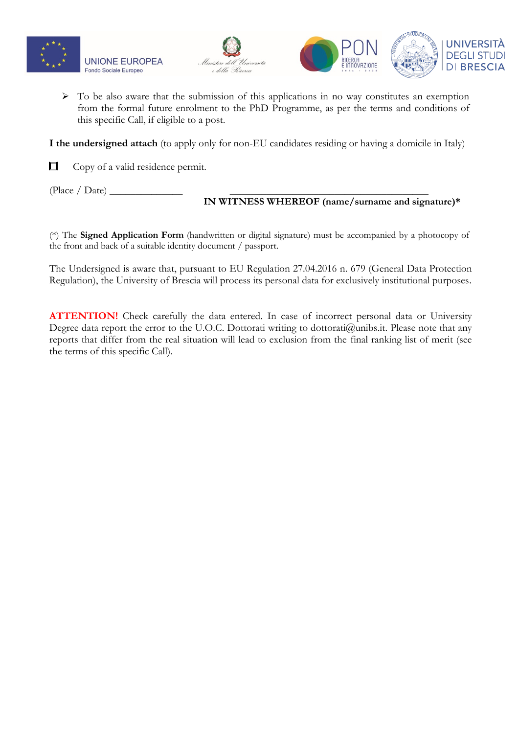- To be also aware that the submission of this applications in no way constitutes an exemption from the formal future enrolment to the PhD Programme, as per the terms and conditions of this specific Call, if eligible to a post.

**I the undersigned attach** (to apply only for non-EU candidates residing or having a domicile in Italy)

☐ Copy of a valid residence permit.

(Place / Date) ______________ ______________________________________

**IN WITNESS WHEREOF (name/surname and signature)***

(*) The **Signed Application Form** (handwritten or digital signature) must be accompanied by a photocopy of the front and back of a suitable identity document / passport.

The Undersigned is aware that, pursuant to EU Regulation 27.04.2016 n. 679 (General Data Protection Regulation), the University of Brescia will process its personal data for exclusively institutional purposes.

**ATTENTION!** Check carefully the data entered. In case of incorrect personal data or University Degree data report the error to the U.O.C. Dottorati writing to dottorati@unibs.it. Please note that any reports that differ from the real situation will lead to exclusion from the final ranking list of merit (see the terms of this specific Call).